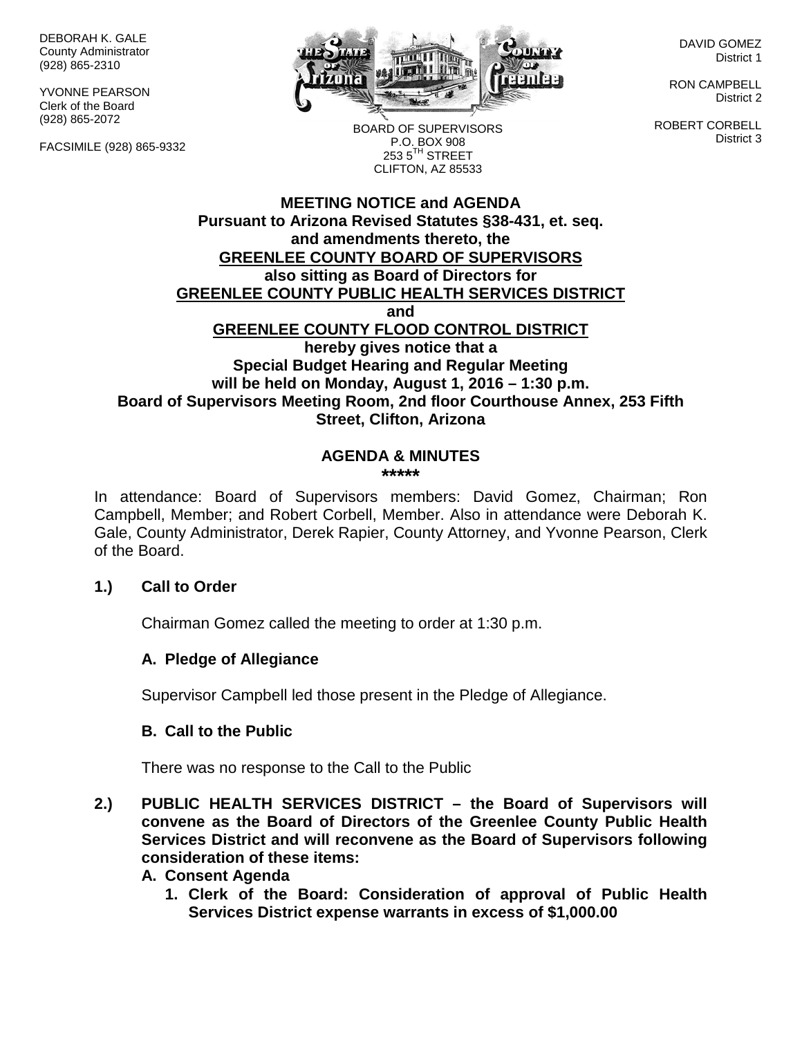DEBORAH K. GALE
County Administrator
(928) 865-2310

YVONNE PEARSON
Clerk of the Board
(928) 865-2072

FACSIMILE (928) 865-9332

BOARD OF SUPERVISORS
P.O. BOX 908
253 5TH STREET
CLIFTON, AZ 85533

DAVID GOMEZ
District 1

RON CAMPBELL
District 2

ROBERT CORBELL
District 3

**MEETING NOTICE and AGENDA**
**Pursuant to Arizona Revised Statutes §38-431, et. seq.**
**and amendments thereto, the**
**GREENLEE COUNTY BOARD OF SUPERVISORS**
**also sitting as Board of Directors for**
**GREENLEE COUNTY PUBLIC HEALTH SERVICES DISTRICT**
**and**
**GREENLEE COUNTY FLOOD CONTROL DISTRICT**
**hereby gives notice that a**
**Special Budget Hearing and Regular Meeting**
**will be held on Monday, August 1, 2016 – 1:30 p.m.**
**Board of Supervisors Meeting Room, 2nd floor Courthouse Annex, 253 Fifth Street, Clifton, Arizona**

**AGENDA & MINUTES**
**\*\*\*\*\***

In attendance: Board of Supervisors members: David Gomez, Chairman; Ron Campbell, Member; and Robert Corbell, Member. Also in attendance were Deborah K. Gale, County Administrator, Derek Rapier, County Attorney, and Yvonne Pearson, Clerk of the Board.

**1.) Call to Order**

Chairman Gomez called the meeting to order at 1:30 p.m.

**A. Pledge of Allegiance**

Supervisor Campbell led those present in the Pledge of Allegiance.

**B. Call to the Public**

There was no response to the Call to the Public

**2.) PUBLIC HEALTH SERVICES DISTRICT – the Board of Supervisors will convene as the Board of Directors of the Greenlee County Public Health Services District and will reconvene as the Board of Supervisors following consideration of these items:**

**A. Consent Agenda**

**1. Clerk of the Board: Consideration of approval of Public Health Services District expense warrants in excess of $1,000.00**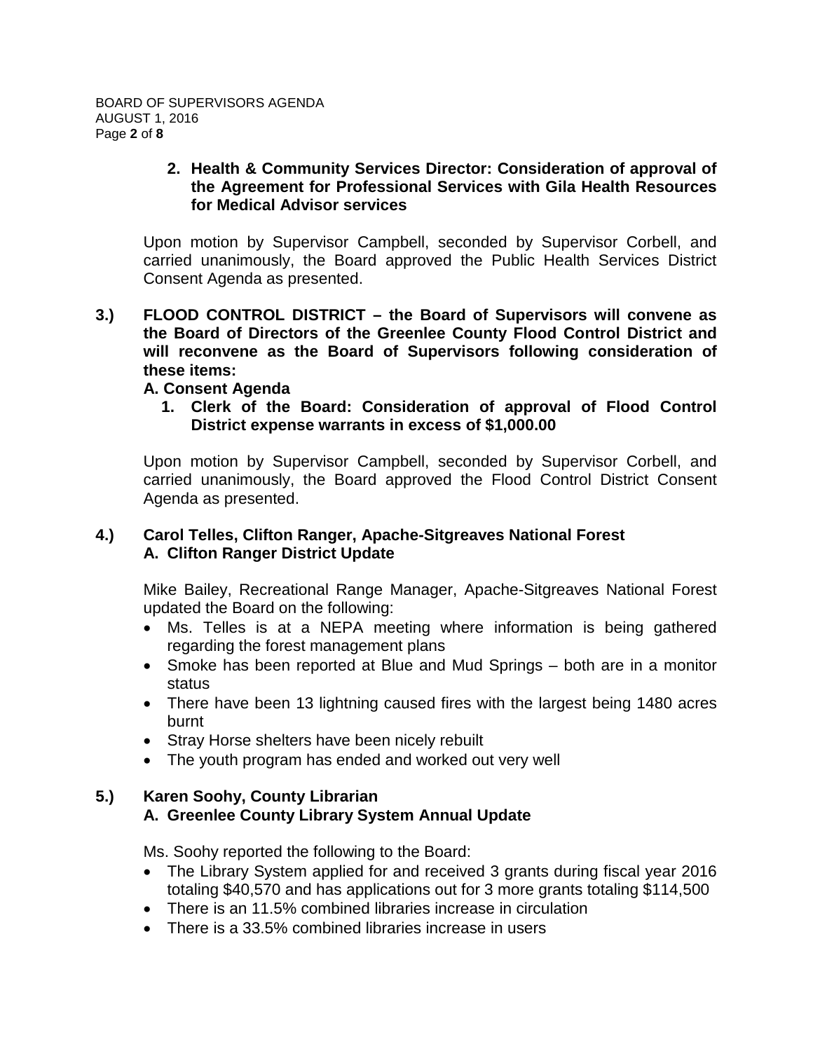**2. Health & Community Services Director: Consideration of approval of the Agreement for Professional Services with Gila Health Resources for Medical Advisor services**

Upon motion by Supervisor Campbell, seconded by Supervisor Corbell, and carried unanimously, the Board approved the Public Health Services District Consent Agenda as presented.

**3.) FLOOD CONTROL DISTRICT – the Board of Supervisors will convene as the Board of Directors of the Greenlee County Flood Control District and will reconvene as the Board of Supervisors following consideration of these items:**

**A. Consent Agenda**

**1. Clerk of the Board: Consideration of approval of Flood Control District expense warrants in excess of $1,000.00**

Upon motion by Supervisor Campbell, seconded by Supervisor Corbell, and carried unanimously, the Board approved the Flood Control District Consent Agenda as presented.

**4.) Carol Telles, Clifton Ranger, Apache-Sitgreaves National Forest**

**A. Clifton Ranger District Update**

Mike Bailey, Recreational Range Manager, Apache-Sitgreaves National Forest updated the Board on the following:

- Ms. Telles is at a NEPA meeting where information is being gathered regarding the forest management plans
- Smoke has been reported at Blue and Mud Springs – both are in a monitor status
- There have been 13 lightning caused fires with the largest being 1480 acres burnt
- Stray Horse shelters have been nicely rebuilt
- The youth program has ended and worked out very well

**5.) Karen Soohy, County Librarian**

**A. Greenlee County Library System Annual Update**

Ms. Soohy reported the following to the Board:

- The Library System applied for and received 3 grants during fiscal year 2016 totaling $40,570 and has applications out for 3 more grants totaling $114,500
- There is an 11.5% combined libraries increase in circulation
- There is a 33.5% combined libraries increase in users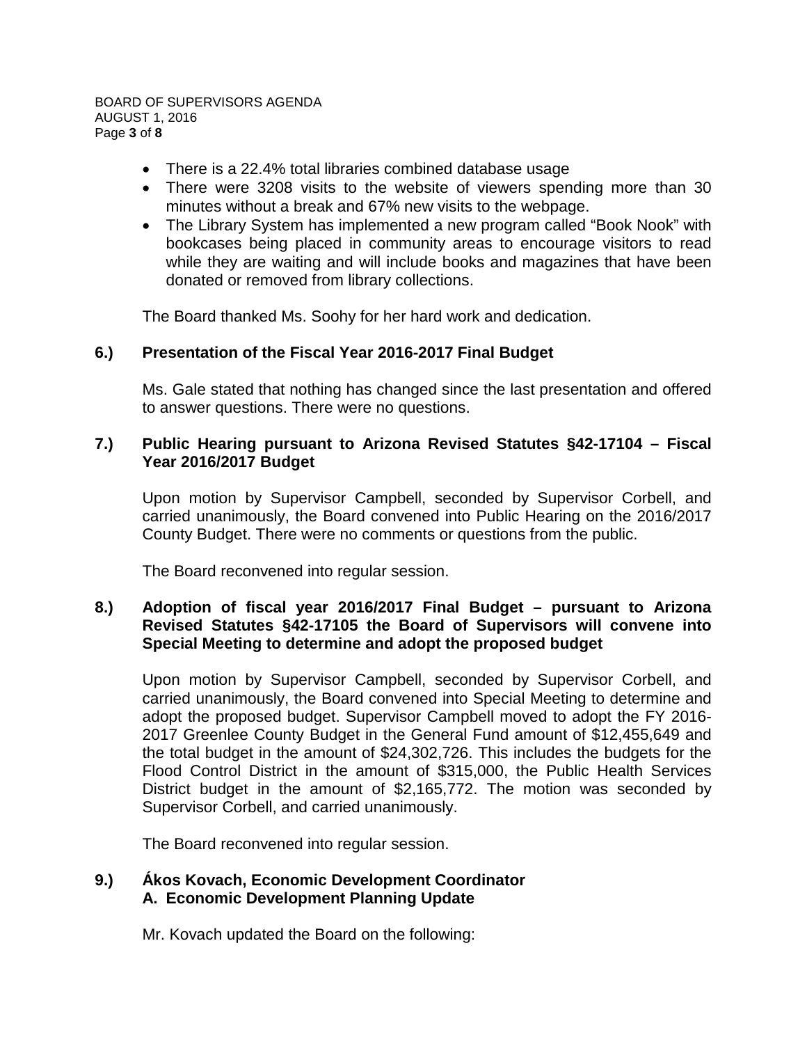- There is a 22.4% total libraries combined database usage
- There were 3208 visits to the website of viewers spending more than 30 minutes without a break and 67% new visits to the webpage.
- The Library System has implemented a new program called "Book Nook" with bookcases being placed in community areas to encourage visitors to read while they are waiting and will include books and magazines that have been donated or removed from library collections.

The Board thanked Ms. Soohy for her hard work and dedication.

**6.) Presentation of the Fiscal Year 2016-2017 Final Budget**

Ms. Gale stated that nothing has changed since the last presentation and offered to answer questions. There were no questions.

**7.) Public Hearing pursuant to Arizona Revised Statutes §42-17104 – Fiscal Year 2016/2017 Budget**

Upon motion by Supervisor Campbell, seconded by Supervisor Corbell, and carried unanimously, the Board convened into Public Hearing on the 2016/2017 County Budget. There were no comments or questions from the public.

The Board reconvened into regular session.

**8.) Adoption of fiscal year 2016/2017 Final Budget – pursuant to Arizona Revised Statutes §42-17105 the Board of Supervisors will convene into Special Meeting to determine and adopt the proposed budget**

Upon motion by Supervisor Campbell, seconded by Supervisor Corbell, and carried unanimously, the Board convened into Special Meeting to determine and adopt the proposed budget. Supervisor Campbell moved to adopt the FY 2016-2017 Greenlee County Budget in the General Fund amount of $12,455,649 and the total budget in the amount of $24,302,726. This includes the budgets for the Flood Control District in the amount of $315,000, the Public Health Services District budget in the amount of $2,165,772. The motion was seconded by Supervisor Corbell, and carried unanimously.

The Board reconvened into regular session.

**9.) Ákos Kovach, Economic Development Coordinator**
**A. Economic Development Planning Update**

Mr. Kovach updated the Board on the following: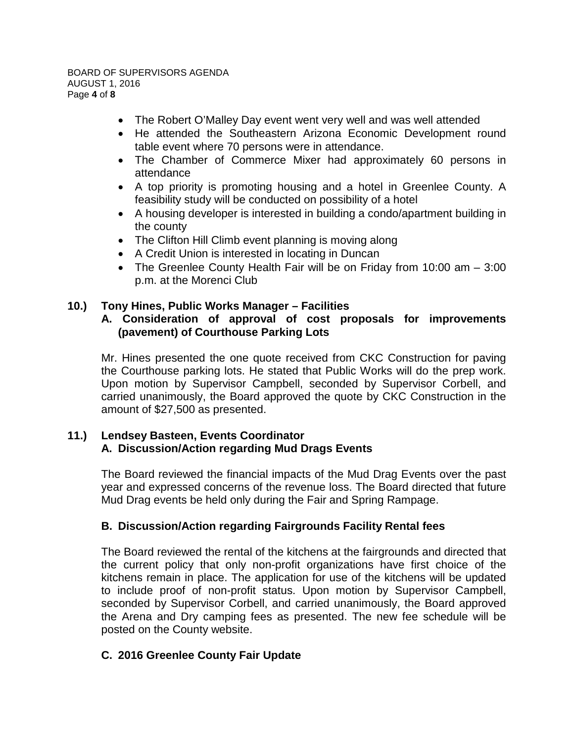- The Robert O'Malley Day event went very well and was well attended
- He attended the Southeastern Arizona Economic Development round table event where 70 persons were in attendance.
- The Chamber of Commerce Mixer had approximately 60 persons in attendance
- A top priority is promoting housing and a hotel in Greenlee County. A feasibility study will be conducted on possibility of a hotel
- A housing developer is interested in building a condo/apartment building in the county
- The Clifton Hill Climb event planning is moving along
- A Credit Union is interested in locating in Duncan
- The Greenlee County Health Fair will be on Friday from 10:00 am – 3:00 p.m. at the Morenci Club

**10.) Tony Hines, Public Works Manager – Facilities**

**A. Consideration of approval of cost proposals for improvements (pavement) of Courthouse Parking Lots**

Mr. Hines presented the one quote received from CKC Construction for paving the Courthouse parking lots. He stated that Public Works will do the prep work. Upon motion by Supervisor Campbell, seconded by Supervisor Corbell, and carried unanimously, the Board approved the quote by CKC Construction in the amount of $27,500 as presented.

**11.) Lendsey Basteen, Events Coordinator**

**A. Discussion/Action regarding Mud Drags Events**

The Board reviewed the financial impacts of the Mud Drag Events over the past year and expressed concerns of the revenue loss. The Board directed that future Mud Drag events be held only during the Fair and Spring Rampage.

**B. Discussion/Action regarding Fairgrounds Facility Rental fees**

The Board reviewed the rental of the kitchens at the fairgrounds and directed that the current policy that only non-profit organizations have first choice of the kitchens remain in place. The application for use of the kitchens will be updated to include proof of non-profit status. Upon motion by Supervisor Campbell, seconded by Supervisor Corbell, and carried unanimously, the Board approved the Arena and Dry camping fees as presented. The new fee schedule will be posted on the County website.

**C. 2016 Greenlee County Fair Update**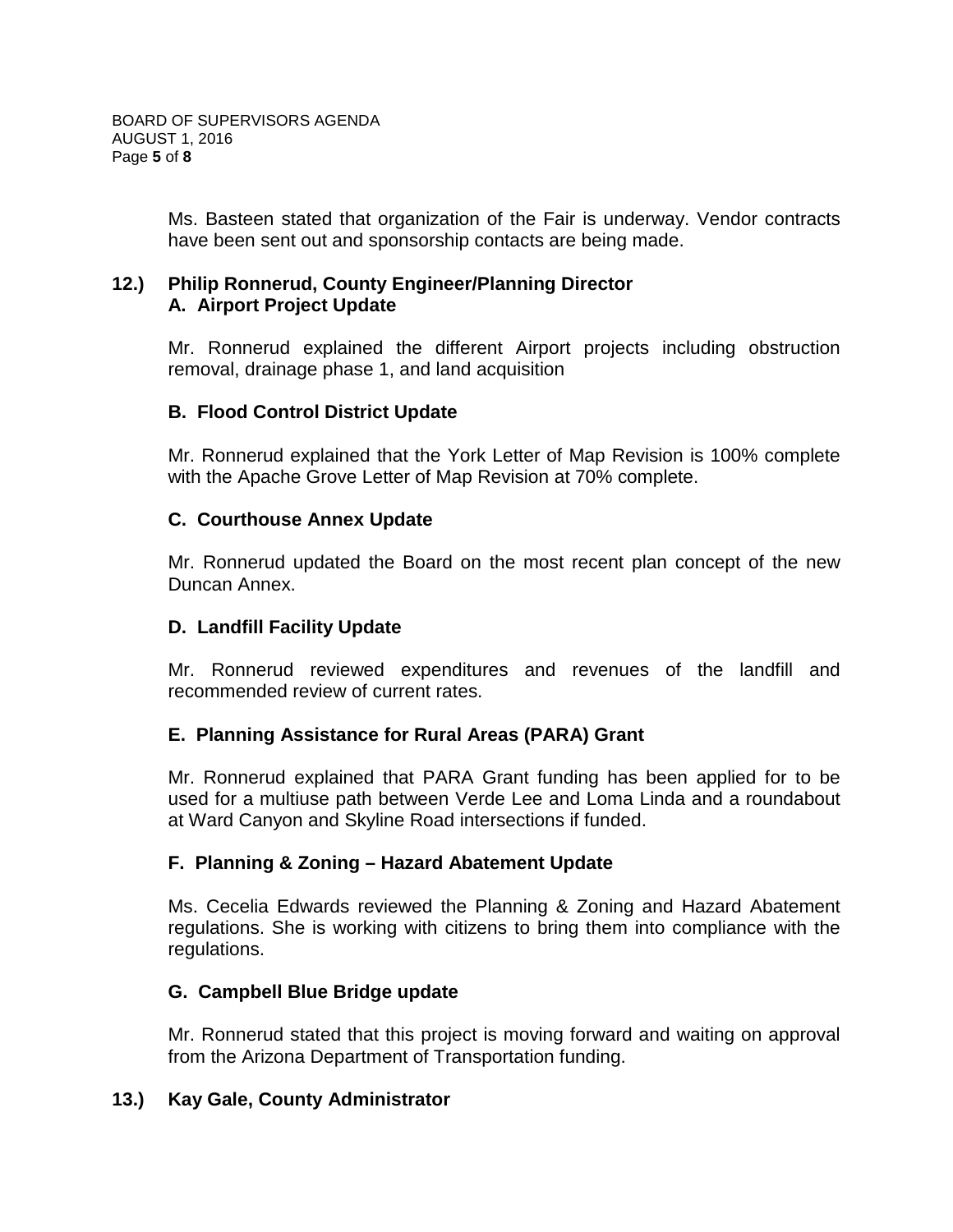Ms. Basteen stated that organization of the Fair is underway. Vendor contracts have been sent out and sponsorship contacts are being made.

**12.) Philip Ronnerud, County Engineer/Planning Director**

**A. Airport Project Update**

Mr. Ronnerud explained the different Airport projects including obstruction removal, drainage phase 1, and land acquisition

**B. Flood Control District Update**

Mr. Ronnerud explained that the York Letter of Map Revision is 100% complete with the Apache Grove Letter of Map Revision at 70% complete.

**C. Courthouse Annex Update**

Mr. Ronnerud updated the Board on the most recent plan concept of the new Duncan Annex.

**D. Landfill Facility Update**

Mr. Ronnerud reviewed expenditures and revenues of the landfill and recommended review of current rates.

**E. Planning Assistance for Rural Areas (PARA) Grant**

Mr. Ronnerud explained that PARA Grant funding has been applied for to be used for a multiuse path between Verde Lee and Loma Linda and a roundabout at Ward Canyon and Skyline Road intersections if funded.

**F. Planning & Zoning – Hazard Abatement Update**

Ms. Cecelia Edwards reviewed the Planning & Zoning and Hazard Abatement regulations. She is working with citizens to bring them into compliance with the regulations.

**G. Campbell Blue Bridge update**

Mr. Ronnerud stated that this project is moving forward and waiting on approval from the Arizona Department of Transportation funding.

**13.) Kay Gale, County Administrator**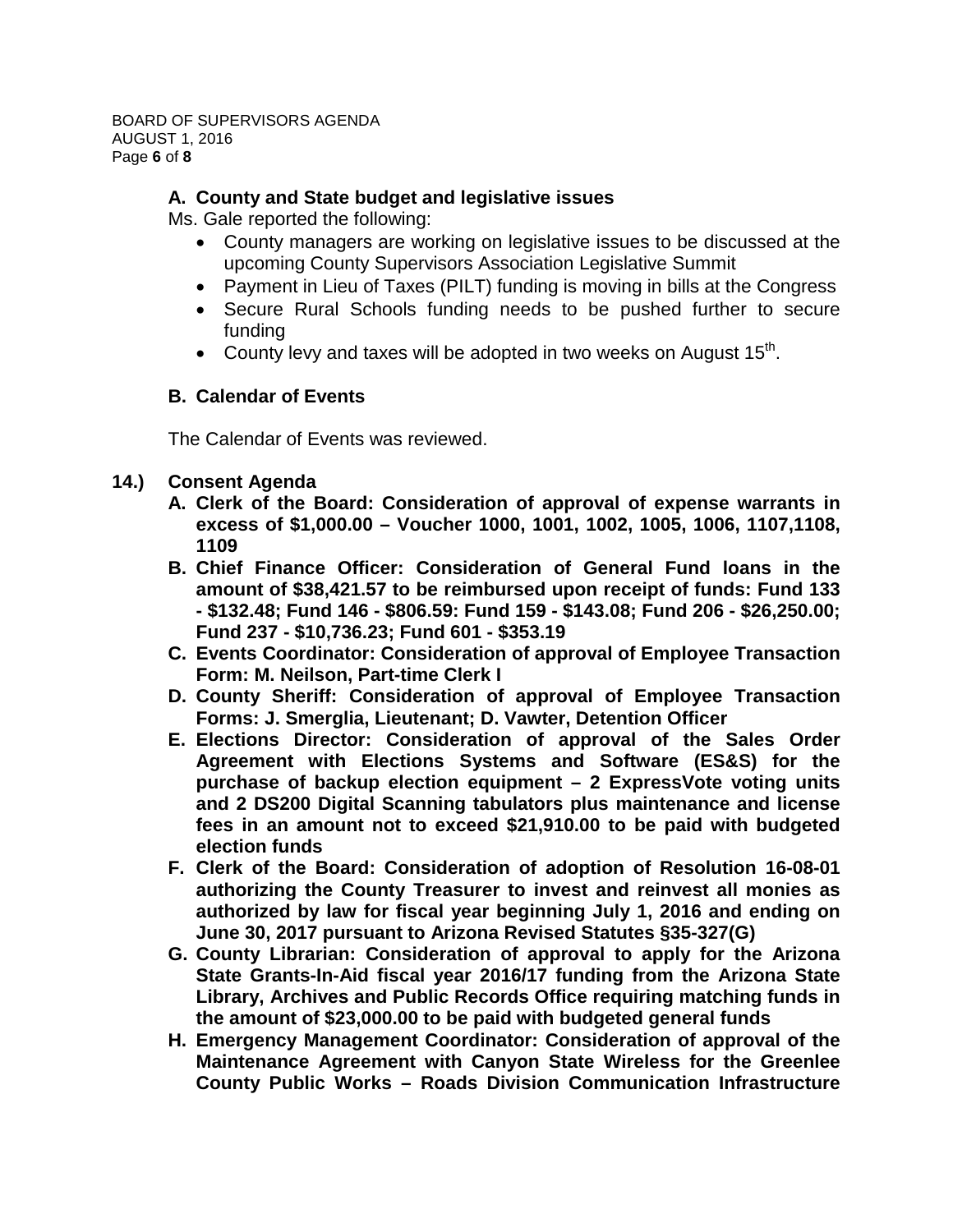**A. County and State budget and legislative issues**

Ms. Gale reported the following:

- County managers are working on legislative issues to be discussed at the upcoming County Supervisors Association Legislative Summit
- Payment in Lieu of Taxes (PILT) funding is moving in bills at the Congress
- Secure Rural Schools funding needs to be pushed further to secure funding
- County levy and taxes will be adopted in two weeks on August 15th.

**B. Calendar of Events**

The Calendar of Events was reviewed.

**14.) Consent Agenda**

**A. Clerk of the Board: Consideration of approval of expense warrants in excess of $1,000.00 – Voucher 1000, 1001, 1002, 1005, 1006, 1107,1108, 1109**

**B. Chief Finance Officer: Consideration of General Fund loans in the amount of $38,421.57 to be reimbursed upon receipt of funds: Fund 133 - $132.48; Fund 146 - $806.59: Fund 159 - $143.08; Fund 206 - $26,250.00; Fund 237 - $10,736.23; Fund 601 - $353.19**

**C. Events Coordinator: Consideration of approval of Employee Transaction Form: M. Neilson, Part-time Clerk I**

**D. County Sheriff: Consideration of approval of Employee Transaction Forms: J. Smerglia, Lieutenant; D. Vawter, Detention Officer**

**E. Elections Director: Consideration of approval of the Sales Order Agreement with Elections Systems and Software (ES&S) for the purchase of backup election equipment – 2 ExpressVote voting units and 2 DS200 Digital Scanning tabulators plus maintenance and license fees in an amount not to exceed $21,910.00 to be paid with budgeted election funds**

**F. Clerk of the Board: Consideration of adoption of Resolution 16-08-01 authorizing the County Treasurer to invest and reinvest all monies as authorized by law for fiscal year beginning July 1, 2016 and ending on June 30, 2017 pursuant to Arizona Revised Statutes §35-327(G)**

**G. County Librarian: Consideration of approval to apply for the Arizona State Grants-In-Aid fiscal year 2016/17 funding from the Arizona State Library, Archives and Public Records Office requiring matching funds in the amount of $23,000.00 to be paid with budgeted general funds**

**H. Emergency Management Coordinator: Consideration of approval of the Maintenance Agreement with Canyon State Wireless for the Greenlee County Public Works – Roads Division Communication Infrastructure**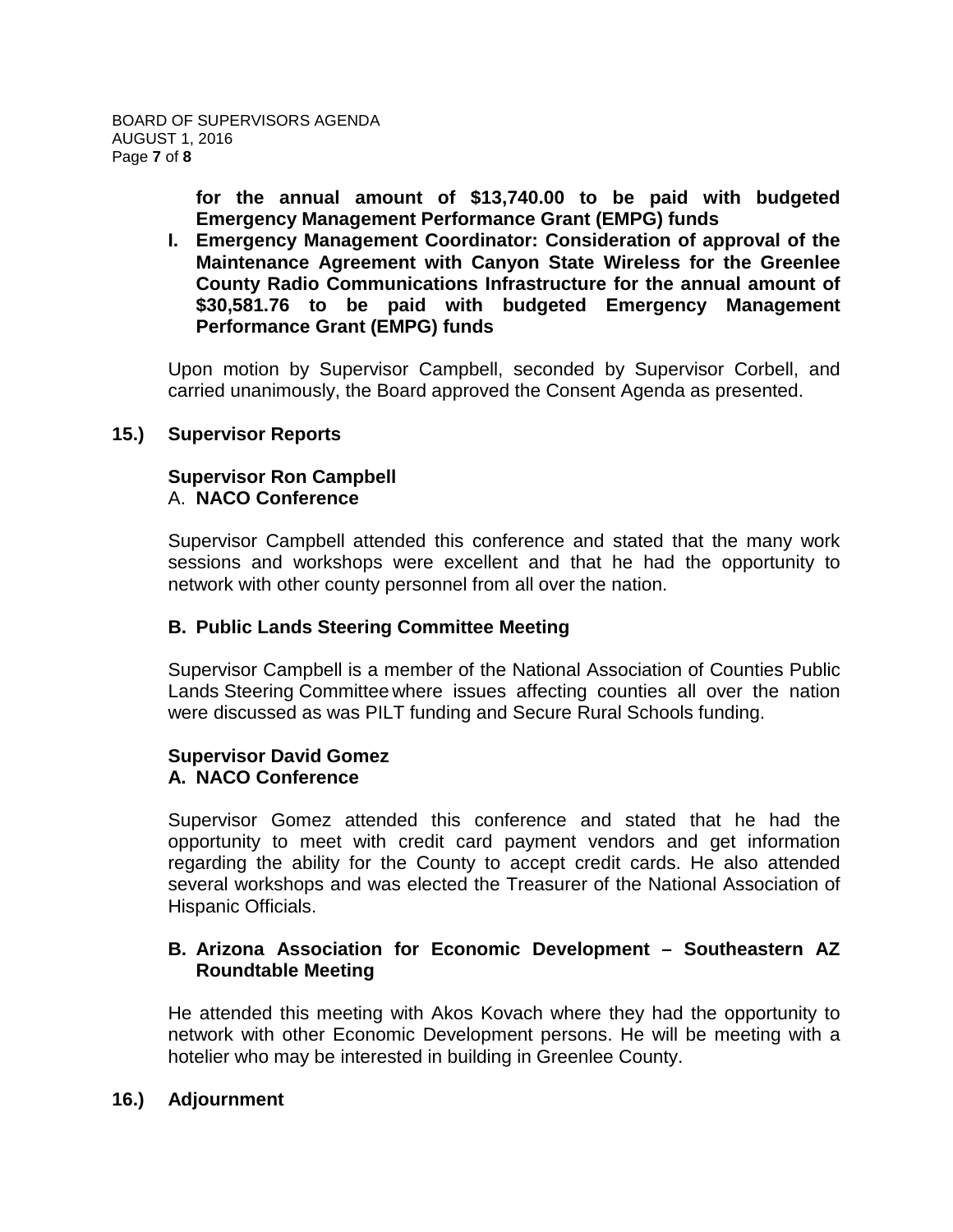**for the annual amount of $13,740.00 to be paid with budgeted Emergency Management Performance Grant (EMPG) funds**

**l. Emergency Management Coordinator: Consideration of approval of the Maintenance Agreement with Canyon State Wireless for the Greenlee County Radio Communications Infrastructure for the annual amount of $30,581.76 to be paid with budgeted Emergency Management Performance Grant (EMPG) funds**

Upon motion by Supervisor Campbell, seconded by Supervisor Corbell, and carried unanimously, the Board approved the Consent Agenda as presented.

**15.) Supervisor Reports**

**Supervisor Ron Campbell**
A. **NACO Conference**

Supervisor Campbell attended this conference and stated that the many work sessions and workshops were excellent and that he had the opportunity to network with other county personnel from all over the nation.

**B. Public Lands Steering Committee Meeting**

Supervisor Campbell is a member of the National Association of Counties Public Lands Steering Committee where issues affecting counties all over the nation were discussed as was PILT funding and Secure Rural Schools funding.

**Supervisor David Gomez**
**A. NACO Conference**

Supervisor Gomez attended this conference and stated that he had the opportunity to meet with credit card payment vendors and get information regarding the ability for the County to accept credit cards. He also attended several workshops and was elected the Treasurer of the National Association of Hispanic Officials.

**B. Arizona Association for Economic Development – Southeastern AZ Roundtable Meeting**

He attended this meeting with Akos Kovach where they had the opportunity to network with other Economic Development persons. He will be meeting with a hotelier who may be interested in building in Greenlee County.

**16.) Adjournment**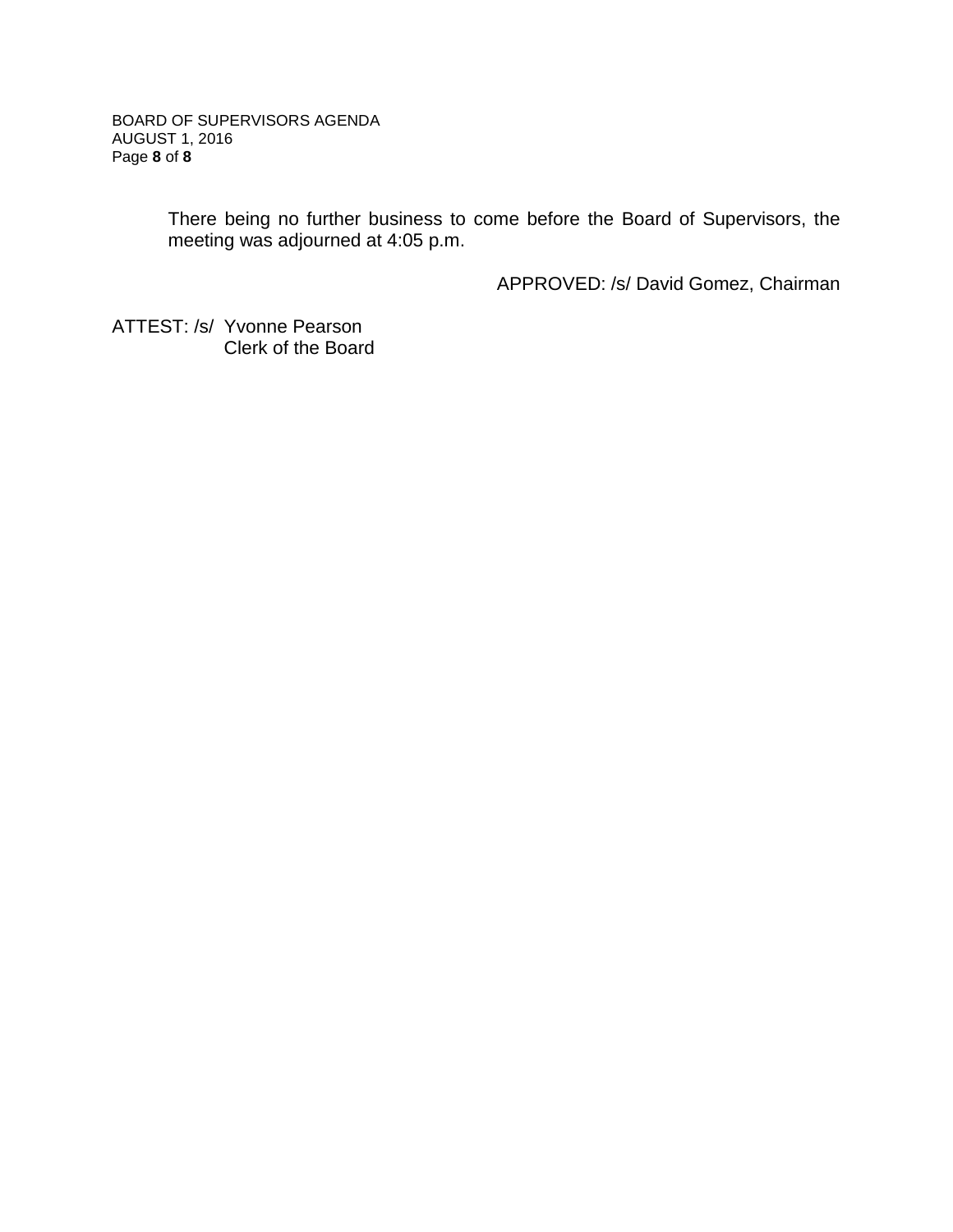There being no further business to come before the Board of Supervisors, the meeting was adjourned at 4:05 p.m.

APPROVED: /s/ David Gomez, Chairman

ATTEST: /s/ Yvonne Pearson
Clerk of the Board